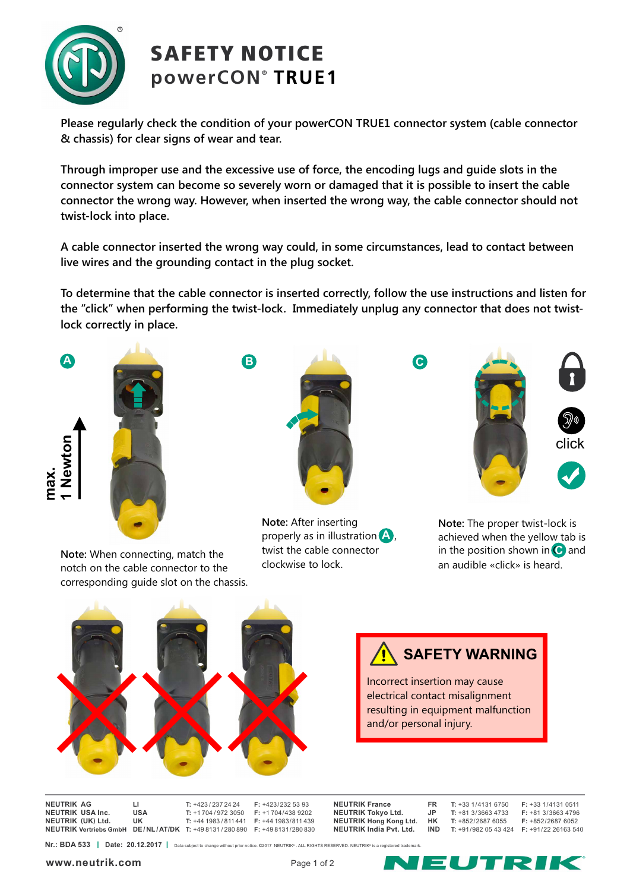# SAFETY NOTICE
## powerCON® TRUE1

**Please regularly check the condition of your powerCON TRUE1 connector system (cable connector & chassis) for clear signs of wear and tear.**

**Through improper use and the excessive use of force, the encoding lugs and guide slots in the connector system can become so severely worn or damaged that it is possible to insert the cable connector the wrong way. However, when inserted the wrong way, the cable connector should not twist-lock into place.**

**A cable connector inserted the wrong way could, in some circumstances, lead to contact between live wires and the grounding contact in the plug socket.**

**To determine that the cable connector is inserted correctly, follow the use instructions and listen for the "click" when performing the twist-lock. Immediately unplug any connector that does not twist-lock correctly in place.**

**A**

max. 1 Newton

**Note:** When connecting, match the notch on the cable connector to the corresponding guide slot on the chassis.

**B**

**Note:** After inserting properly as in illustration **A**, twist the cable connector clockwise to lock.

**C**

click

**Note:** The proper twist-lock is achieved when the yellow tab is in the position shown in **C** and an audible «click» is heard.

### SAFETY WARNING

Incorrect insertion may cause electrical contact misalignment resulting in equipment malfunction and/or personal injury.

| | | | | | | | |
|---|---|---|---|---|---|---|---|
| **NEUTRIK AG** | **LI** | **T:** +423 / 237 24 24 | **F:** +423/232 53 93 | **NEUTRIK France** | **FR** | **T:** +33 1/4131 6750 | **F:** +33 1/4131 0511 |
| **NEUTRIK USA Inc.** | **USA** | **T:** +1 704 / 972 3050 | **F:** +1 704/438 9202 | **NEUTRIK Tokyo Ltd.** | **JP** | **T:** +81 3/3663 4733 | **F:** +81 3/3663 4796 |
| **NEUTRIK (UK) Ltd.** | **UK** | **T:** +44 1983 / 811 441 | **F:** +44 1983/811 439 | **NEUTRIK Hong Kong Ltd.** | **HK** | **T:** +852/2687 6055 | **F:** +852/2687 6052 |
| **NEUTRIK Vertriebs GmbH** | **DE / NL / AT/DK** | **T:** +49 8131 / 280 890 | **F:** +49 8131/280 830 | **NEUTRIK India Pvt. Ltd.** | **IND** | **T:** +91/982 05 43 424 | **F:** +91/22 26163 540 |

**Nr.: BDA 533** | **Date: 20.12.2017** | Data subject to change without prior notice. ©2017 NEUTRIK®. ALL RIGHTS RESERVED. NEUTRIK® is a registered trademark.

**www.neutrik.com**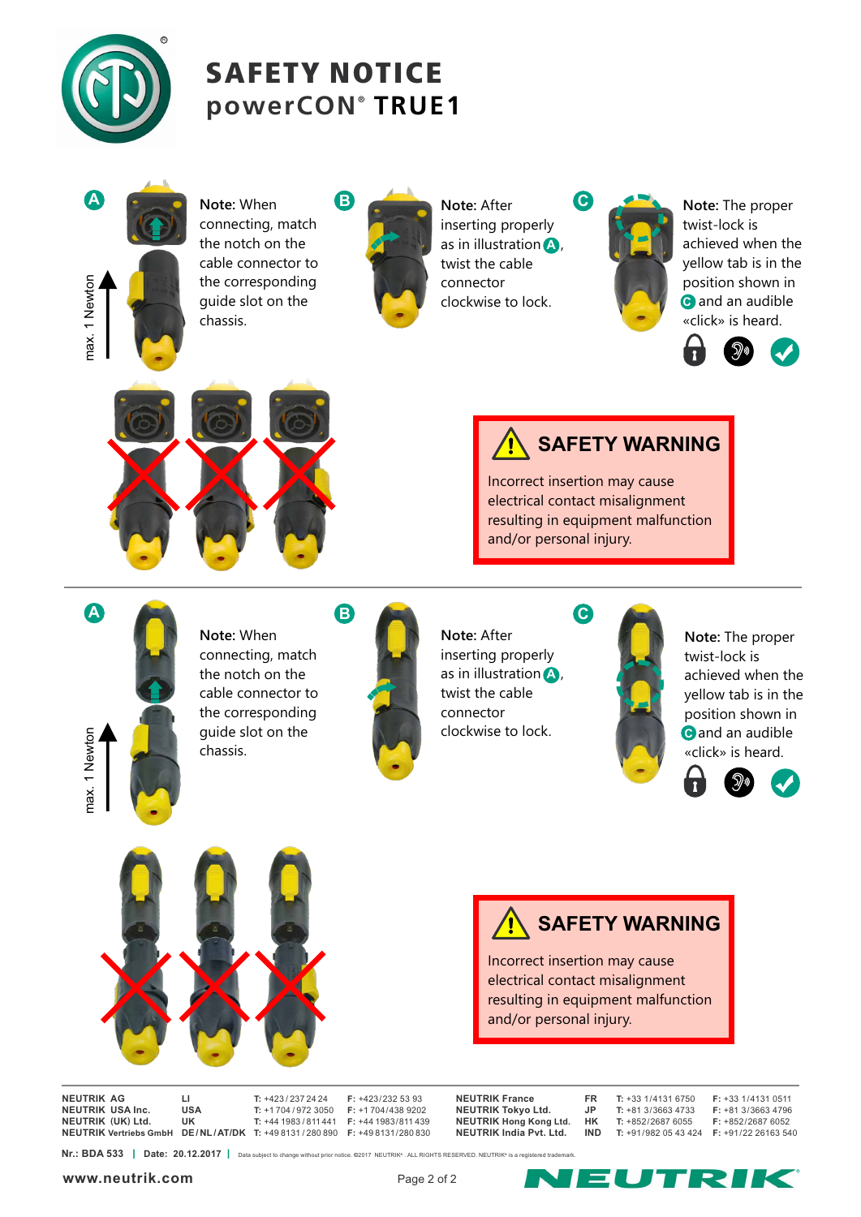# SAFETY NOTICE

## powerCON® TRUE1

**A**

max. 1 Newton

**Note:** When connecting, match the notch on the cable connector to the corresponding guide slot on the chassis.

**B**

**Note:** After inserting properly as in illustration **A**, twist the cable connector clockwise to lock.

**C**

**Note:** The proper twist-lock is achieved when the yellow tab is in the position shown in **C** and an audible «click» is heard.

### SAFETY WARNING

Incorrect insertion may cause electrical contact misalignment resulting in equipment malfunction and/or personal injury.

---

**A**

max. 1 Newton

**Note:** When connecting, match the notch on the cable connector to the corresponding guide slot on the chassis.

**B**

**Note:** After inserting properly as in illustration **A**, twist the cable connector clockwise to lock.

**C**

**Note:** The proper twist-lock is achieved when the yellow tab is in the position shown in **C** and an audible «click» is heard.

### SAFETY WARNING

Incorrect insertion may cause electrical contact misalignment resulting in equipment malfunction and/or personal injury.

---

| | | | | | | | |
|---|---|---|---|---|---|---|---|
| **NEUTRIK AG** | **LI** | T: +423/237 24 24 | F: +423/232 53 93 | **NEUTRIK France** | **FR** | T: +33 1/4131 6750 | F: +33 1/4131 0511 |
| **NEUTRIK USA Inc.** | **USA** | T: +1 704/972 3050 | F: +1 704/438 9202 | **NEUTRIK Tokyo Ltd.** | **JP** | T: +81 3/3663 4733 | F: +81 3/3663 4796 |
| **NEUTRIK (UK) Ltd.** | **UK** | T: +44 1983/811 441 | F: +44 1983/811 439 | **NEUTRIK Hong Kong Ltd.** | **HK** | T: +852/2687 6055 | F: +852/2687 6052 |
| **NEUTRIK Vertriebs GmbH** | **DE/NL/AT/DK** | T: +49 8131/280 890 | F: +49 8131/280 830 | **NEUTRIK India Pvt. Ltd.** | **IND** | T: +91/982 05 43 424 | F: +91/22 26163 540 |

**Nr.: BDA 533** | **Date: 20.12.2017** | Data subject to change without prior notice. ©2017 NEUTRIK®. ALL RIGHTS RESERVED. NEUTRIK® is a registered trademark.

**www.neutrik.com**

NEUTRIK®